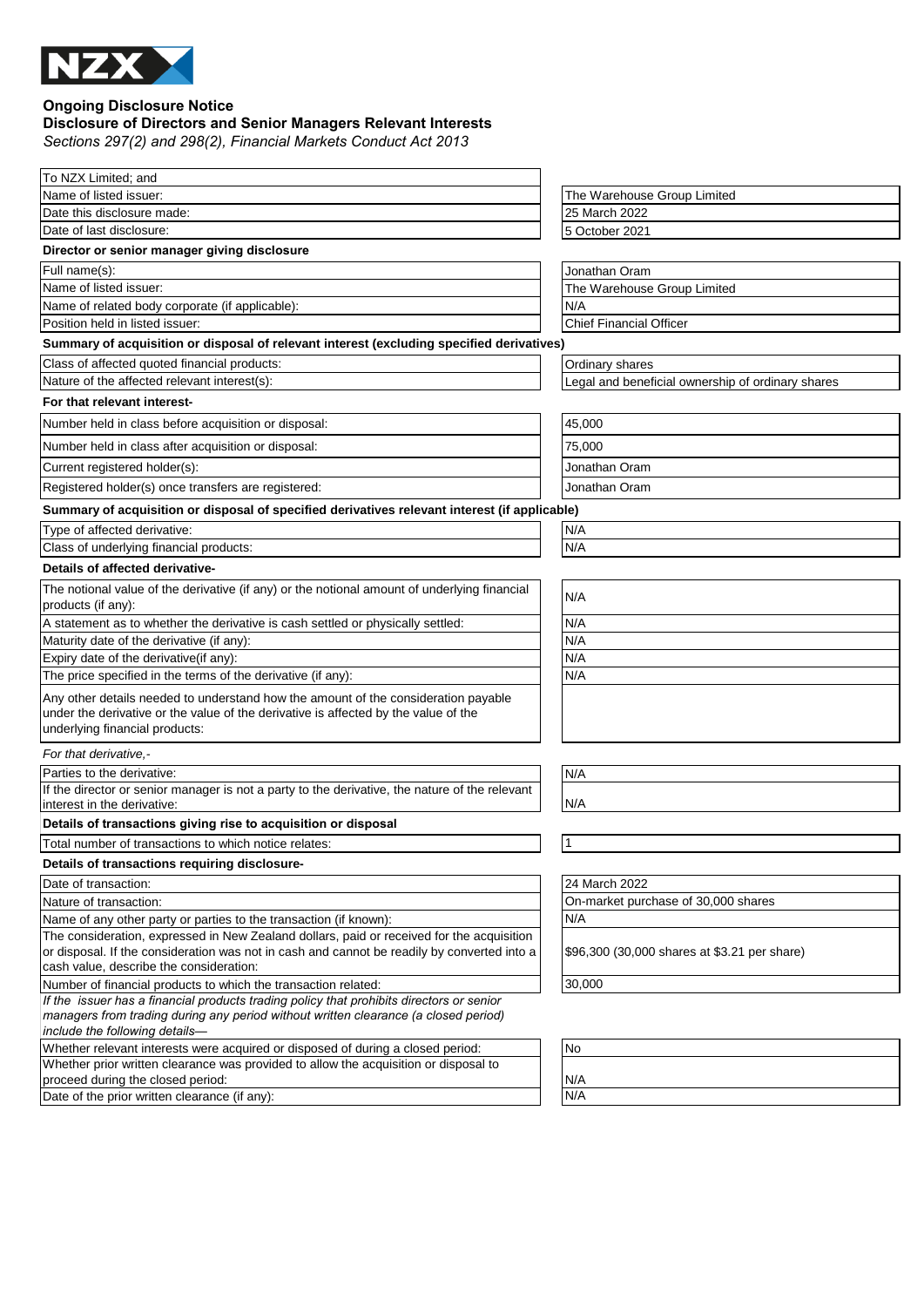NZX

**Ongoing Disclosure Notice**
**Disclosure of Directors and Senior Managers Relevant Interests**
*Sections 297(2) and 298(2), Financial Markets Conduct Act 2013*

| | |
|---|---|
| To NZX Limited; and | |
| Name of listed issuer: | The Warehouse Group Limited |
| Date this disclosure made: | 25 March 2022 |
| Date of last disclosure: | 5 October 2021 |

**Director or senior manager giving disclosure**

| | |
|---|---|
| Full name(s): | Jonathan Oram |
| Name of listed issuer: | The Warehouse Group Limited |
| Name of related body corporate (if applicable): | N/A |
| Position held in listed issuer: | Chief Financial Officer |

**Summary of acquisition or disposal of relevant interest (excluding specified derivatives)**

| | |
|---|---|
| Class of affected quoted financial products: | Ordinary shares |
| Nature of the affected relevant interest(s): | Legal and beneficial ownership of ordinary shares |

**For that relevant interest-**

| | |
|---|---|
| Number held in class before acquisition or disposal: | 45,000 |
| Number held in class after acquisition or disposal: | 75,000 |
| Current registered holder(s): | Jonathan Oram |
| Registered holder(s) once transfers are registered: | Jonathan Oram |

**Summary of acquisition or disposal of specified derivatives relevant interest (if applicable)**

| | |
|---|---|
| Type of affected derivative: | N/A |
| Class of underlying financial products: | N/A |

**Details of affected derivative-**

| | |
|---|---|
| The notional value of the derivative (if any) or the notional amount of underlying financial products (if any): | N/A |
| A statement as to whether the derivative is cash settled or physically settled: | N/A |
| Maturity date of the derivative (if any): | N/A |
| Expiry date of the derivative(if any): | N/A |
| The price specified in the terms of the derivative (if any): | N/A |
| Any other details needed to understand how the amount of the consideration payable under the derivative or the value of the derivative is affected by the value of the underlying financial products: | |

*For that derivative,-*

| | |
|---|---|
| Parties to the derivative: | N/A |
| If the director or senior manager is not a party to the derivative, the nature of the relevant interest in the derivative: | N/A |

**Details of transactions giving rise to acquisition or disposal**

| | |
|---|---|
| Total number of transactions to which notice relates: | 1 |

**Details of transactions requiring disclosure-**

| | |
|---|---|
| Date of transaction: | 24 March 2022 |
| Nature of transaction: | On-market purchase of 30,000 shares |
| Name of any other party or parties to the transaction (if known): | N/A |
| The consideration, expressed in New Zealand dollars, paid or received for the acquisition or disposal. If the consideration was not in cash and cannot be readily by converted into a cash value, describe the consideration: | $96,300 (30,000 shares at $3.21 per share) |
| Number of financial products to which the transaction related: | 30,000 |

*If the issuer has a financial products trading policy that prohibits directors or senior managers from trading during any period without written clearance (a closed period) include the following details—*

| | |
|---|---|
| Whether relevant interests were acquired or disposed of during a closed period: | No |
| Whether prior written clearance was provided to allow the acquisition or disposal to proceed during the closed period: | N/A |
| Date of the prior written clearance (if any): | N/A |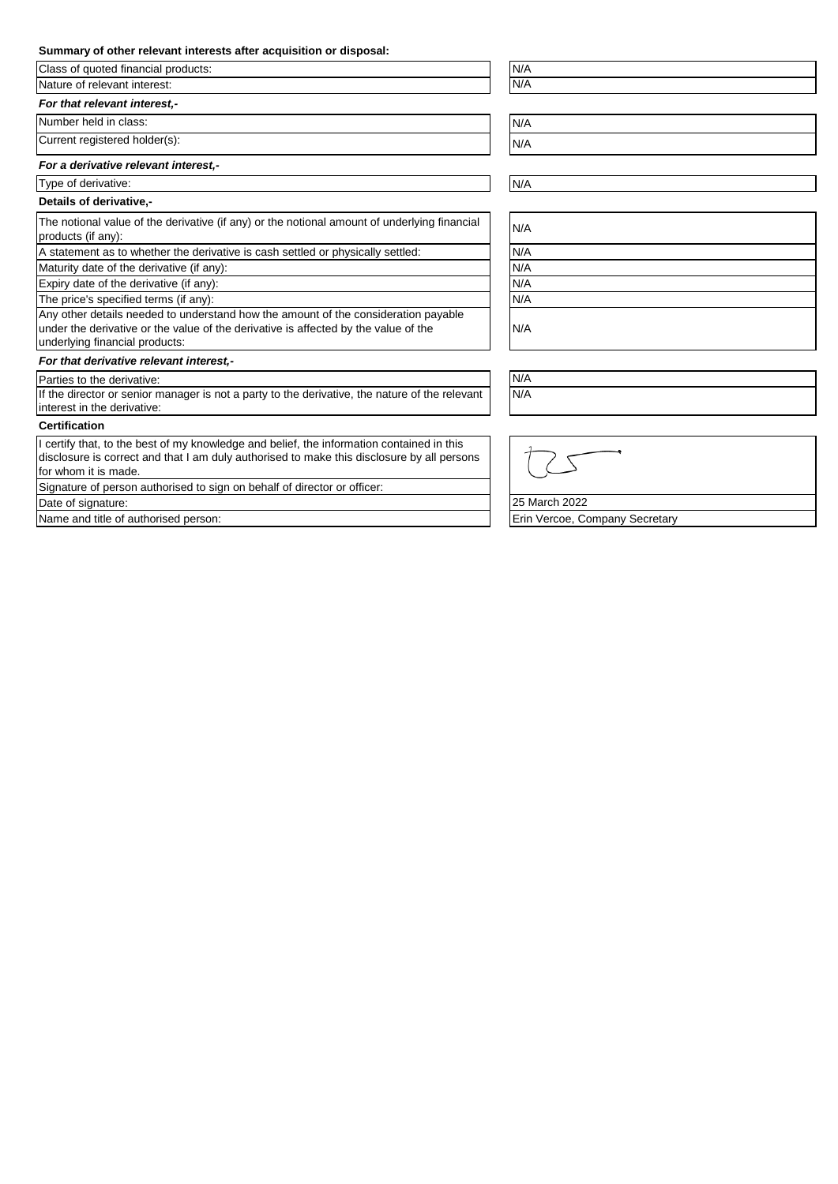**Summary of other relevant interests after acquisition or disposal:**

| | |
|---|---|
| Class of quoted financial products: | N/A |
| Nature of relevant interest: | N/A |

***For that relevant interest,-***

| | |
|---|---|
| Number held in class: | N/A |
| Current registered holder(s): | N/A |

***For a derivative relevant interest,-***

| | |
|---|---|
| Type of derivative: | N/A |

**Details of derivative,-**

| | |
|---|---|
| The notional value of the derivative (if any) or the notional amount of underlying financial products (if any): | N/A |
| A statement as to whether the derivative is cash settled or physically settled: | N/A |
| Maturity date of the derivative (if any): | N/A |
| Expiry date of the derivative (if any): | N/A |
| The price's specified terms (if any): | N/A |
| Any other details needed to understand how the amount of the consideration payable under the derivative or the value of the derivative is affected by the value of the underlying financial products: | N/A |

***For that derivative relevant interest,-***

| | |
|---|---|
| Parties to the derivative: | N/A |
| If the director or senior manager is not a party to the derivative, the nature of the relevant interest in the derivative: | N/A |

**Certification**

| | |
|---|---|
| I certify that, to the best of my knowledge and belief, the information contained in this disclosure is correct and that I am duly authorised to make this disclosure by all persons for whom it is made. | |
| Signature of person authorised to sign on behalf of director or officer: | [Signature] |
| Date of signature: | 25 March 2022 |
| Name and title of authorised person: | Erin Vercoe, Company Secretary |